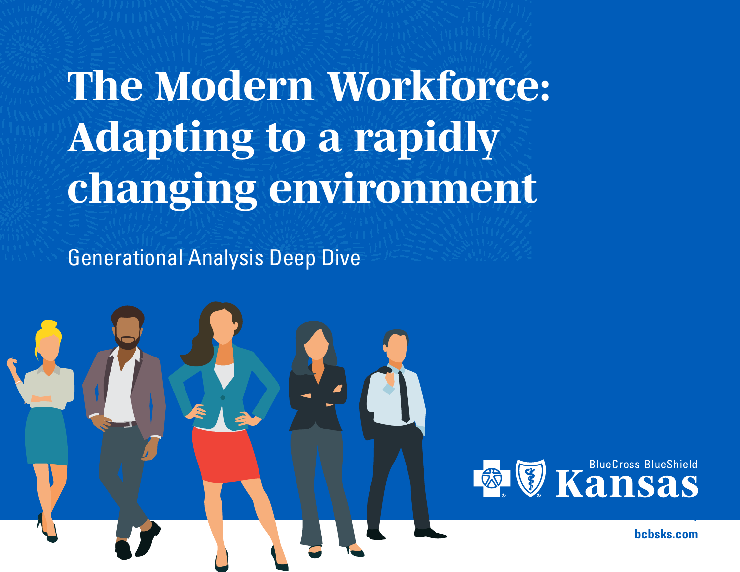# The Modern Workforce: Adapting to a rapidly changing environment

Generational Analysis Deep Dive

BlueCross BlueShield Kansas

bcbsks.com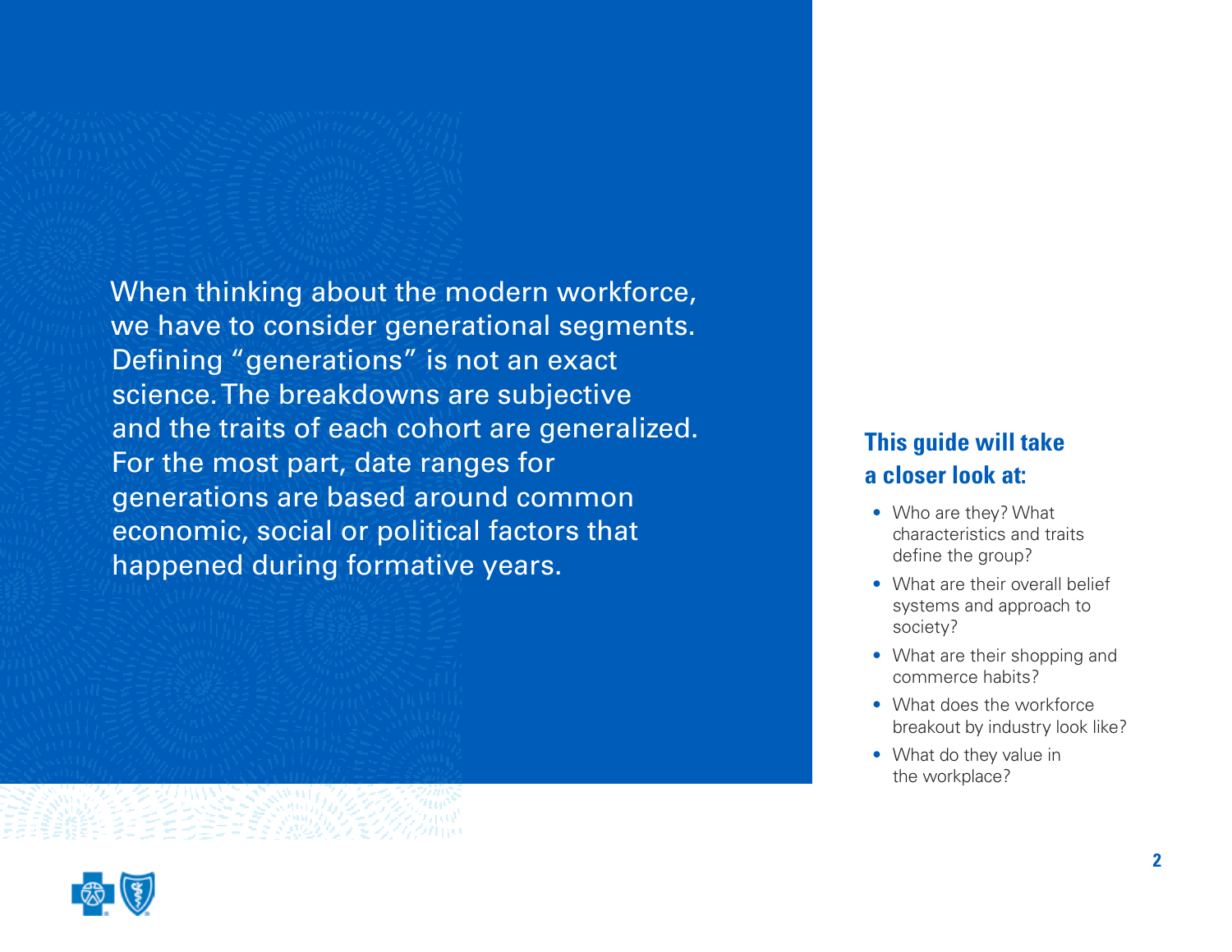When thinking about the modern workforce, we have to consider generational segments. Defining "generations" is not an exact science. The breakdowns are subjective and the traits of each cohort are generalized. For the most part, date ranges for generations are based around common economic, social or political factors that happened during formative years.

## This guide will take a closer look at:

- Who are they? What characteristics and traits define the group?
- What are their overall belief systems and approach to society?
- What are their shopping and commerce habits?
- What does the workforce breakout by industry look like?
- What do they value in the workplace?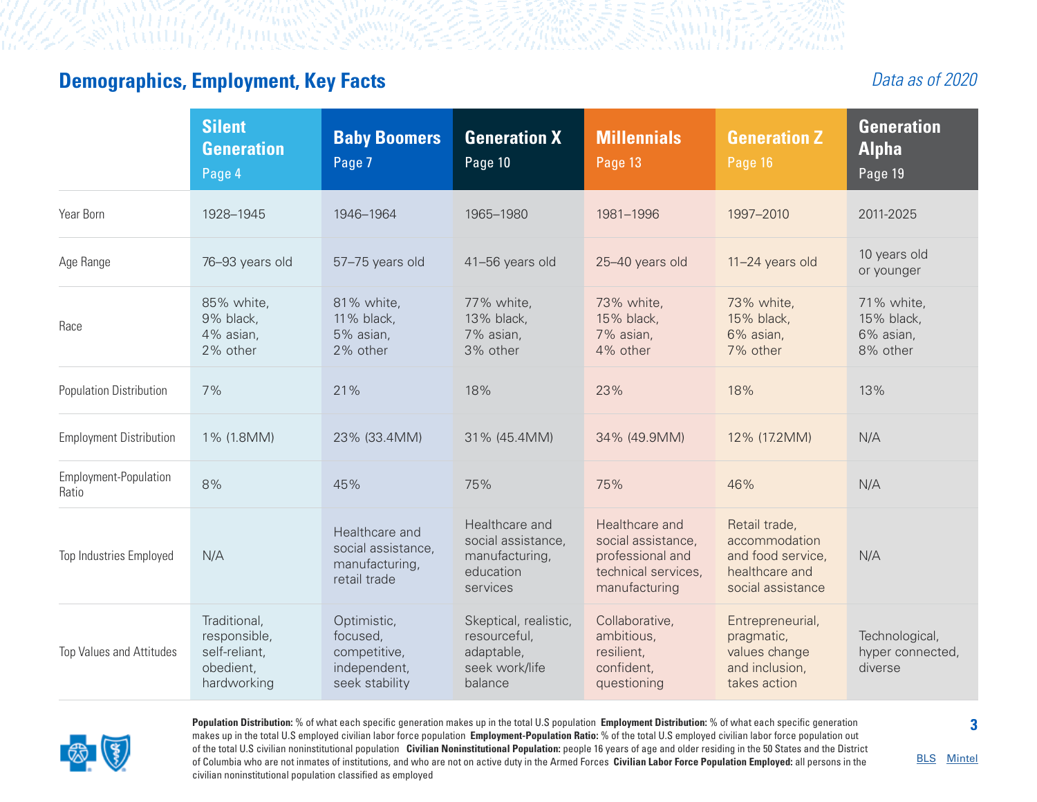## Demographics, Employment, Key Facts

*Data as of 2020*

| | Silent Generation Page 4 | Baby Boomers Page 7 | Generation X Page 10 | Millennials Page 13 | Generation Z Page 16 | Generation Alpha Page 19 |
|---|---|---|---|---|---|---|
| Year Born | 1928–1945 | 1946–1964 | 1965–1980 | 1981–1996 | 1997–2010 | 2011-2025 |
| Age Range | 76–93 years old | 57–75 years old | 41–56 years old | 25–40 years old | 11–24 years old | 10 years old or younger |
| Race | 85% white, 9% black, 4% asian, 2% other | 81% white, 11% black, 5% asian, 2% other | 77% white, 13% black, 7% asian, 3% other | 73% white, 15% black, 7% asian, 4% other | 73% white, 15% black, 6% asian, 7% other | 71% white, 15% black, 6% asian, 8% other |
| Population Distribution | 7% | 21% | 18% | 23% | 18% | 13% |
| Employment Distribution | 1% (1.8MM) | 23% (33.4MM) | 31% (45.4MM) | 34% (49.9MM) | 12% (17.2MM) | N/A |
| Employment-Population Ratio | 8% | 45% | 75% | 75% | 46% | N/A |
| Top Industries Employed | N/A | Healthcare and social assistance, manufacturing, retail trade | Healthcare and social assistance, manufacturing, education services | Healthcare and social assistance, professional and technical services, manufacturing | Retail trade, accommodation and food service, healthcare and social assistance | N/A |
| Top Values and Attitudes | Traditional, responsible, self-reliant, obedient, hardworking | Optimistic, focused, competitive, independent, seek stability | Skeptical, realistic, resourceful, adaptable, seek work/life balance | Collaborative, ambitious, resilient, confident, questioning | Entrepreneurial, pragmatic, values change and inclusion, takes action | Technological, hyper connected, diverse |

**Population Distribution:** % of what each specific generation makes up in the total U.S population **Employment Distribution:** % of what each specific generation makes up in the total U.S employed civilian labor force population **Employment-Population Ratio:** % of the total U.S employed civilian labor force population out of the total U.S civilian noninstitutional population **Civilian Noninstitutional Population:** people 16 years of age and older residing in the 50 States and the District of Columbia who are not inmates of institutions, and who are not on active duty in the Armed Forces **Civilian Labor Force Population Employed:** all persons in the civilian noninstitutional population classified as employed

BLS Mintel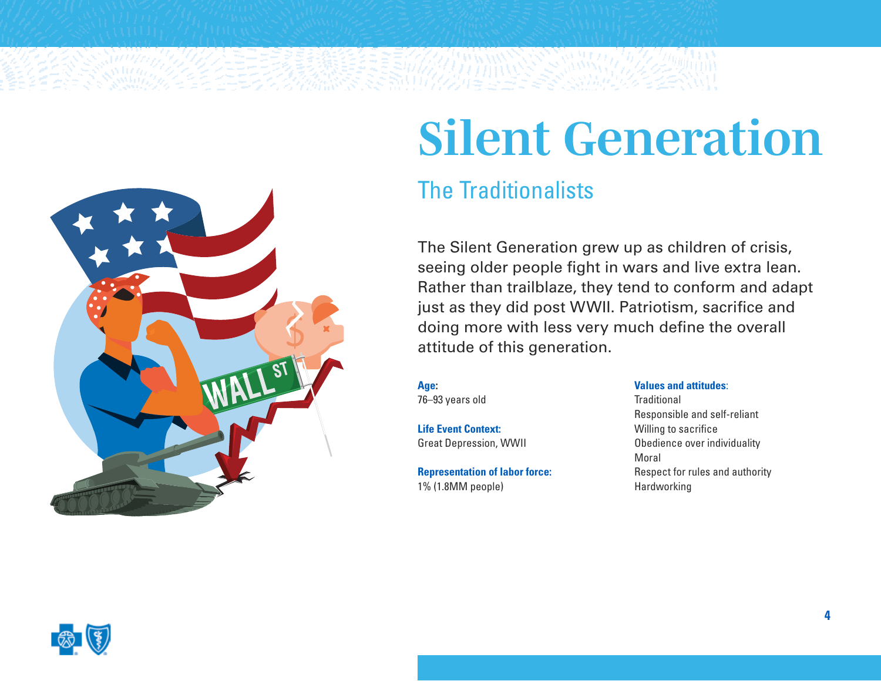# Silent Generation

## The Traditionalists

The Silent Generation grew up as children of crisis, seeing older people fight in wars and live extra lean. Rather than trailblaze, they tend to conform and adapt just as they did post WWII. Patriotism, sacrifice and doing more with less very much define the overall attitude of this generation.

**Age:**
76–93 years old

**Life Event Context:**
Great Depression, WWII

**Representation of labor force:**
1% (1.8MM people)

**Values and attitudes:**
Traditional
Responsible and self-reliant
Willing to sacrifice
Obedience over individuality
Moral
Respect for rules and authority
Hardworking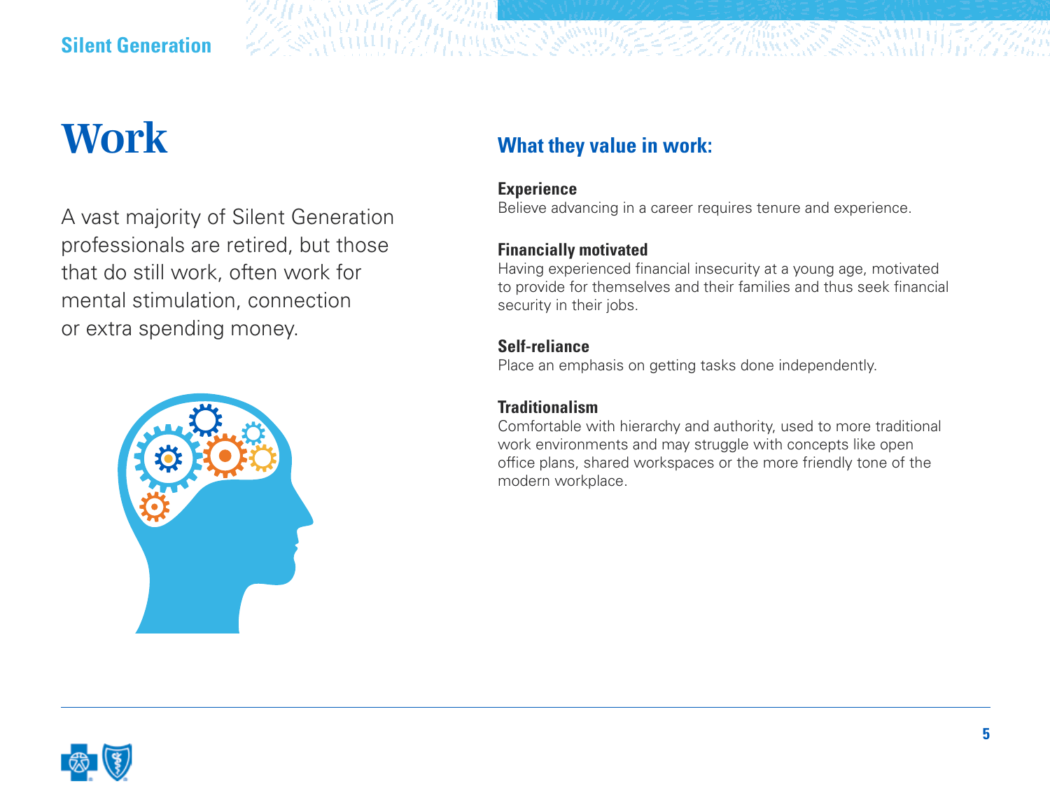# Work

A vast majority of Silent Generation professionals are retired, but those that do still work, often work for mental stimulation, connection or extra spending money.

## What they value in work:

**Experience**
Believe advancing in a career requires tenure and experience.

**Financially motivated**
Having experienced financial insecurity at a young age, motivated to provide for themselves and their families and thus seek financial security in their jobs.

**Self-reliance**
Place an emphasis on getting tasks done independently.

**Traditionalism**
Comfortable with hierarchy and authority, used to more traditional work environments and may struggle with concepts like open office plans, shared workspaces or the more friendly tone of the modern workplace.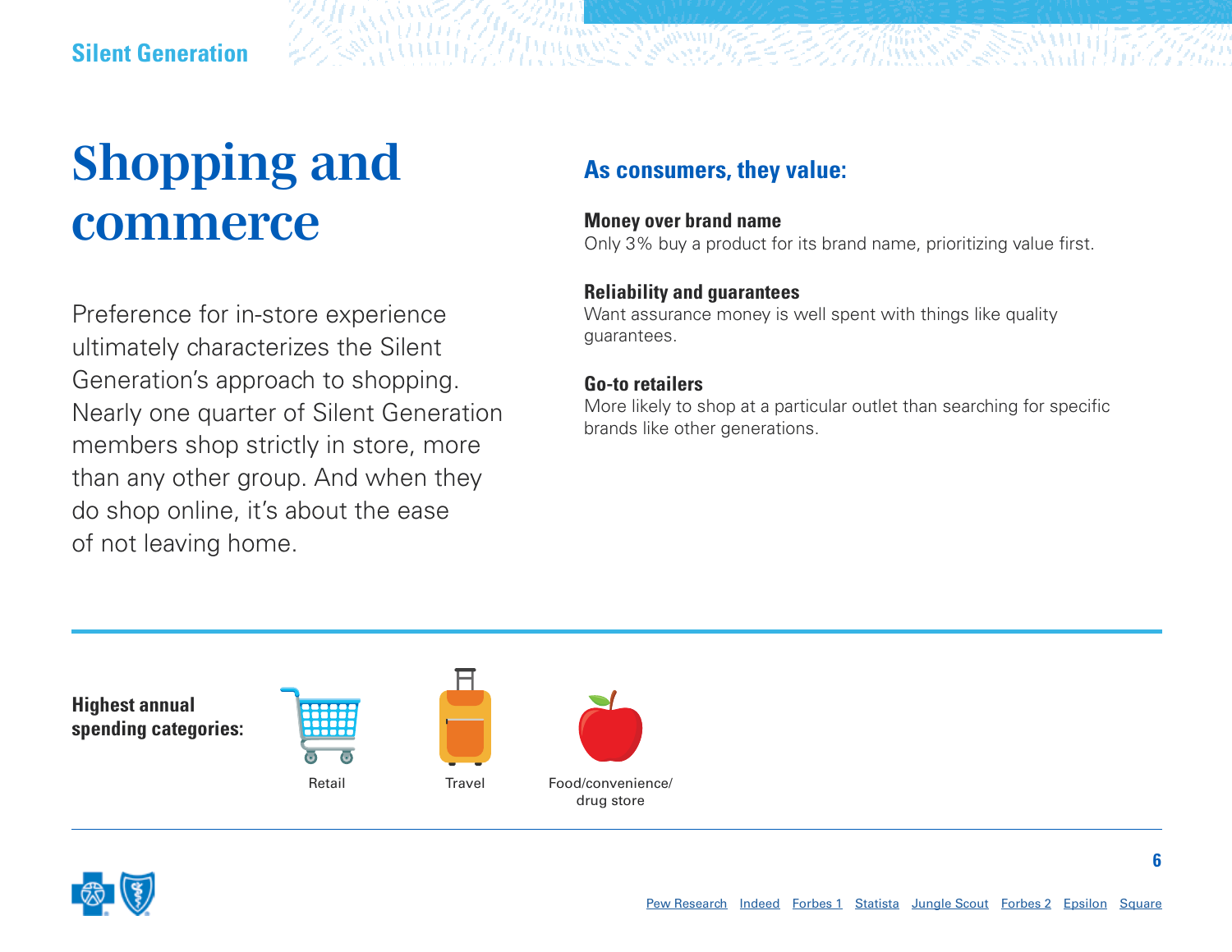# Shopping and commerce

Preference for in-store experience ultimately characterizes the Silent Generation's approach to shopping. Nearly one quarter of Silent Generation members shop strictly in store, more than any other group. And when they do shop online, it's about the ease of not leaving home.

## As consumers, they value:

**Money over brand name**
Only 3% buy a product for its brand name, prioritizing value first.

**Reliability and guarantees**
Want assurance money is well spent with things like quality guarantees.

**Go-to retailers**
More likely to shop at a particular outlet than searching for specific brands like other generations.

**Highest annual spending categories:**

- Retail
- Travel
- Food/convenience/drug store

Pew Research Indeed Forbes 1 Statista Jungle Scout Forbes 2 Epsilon Square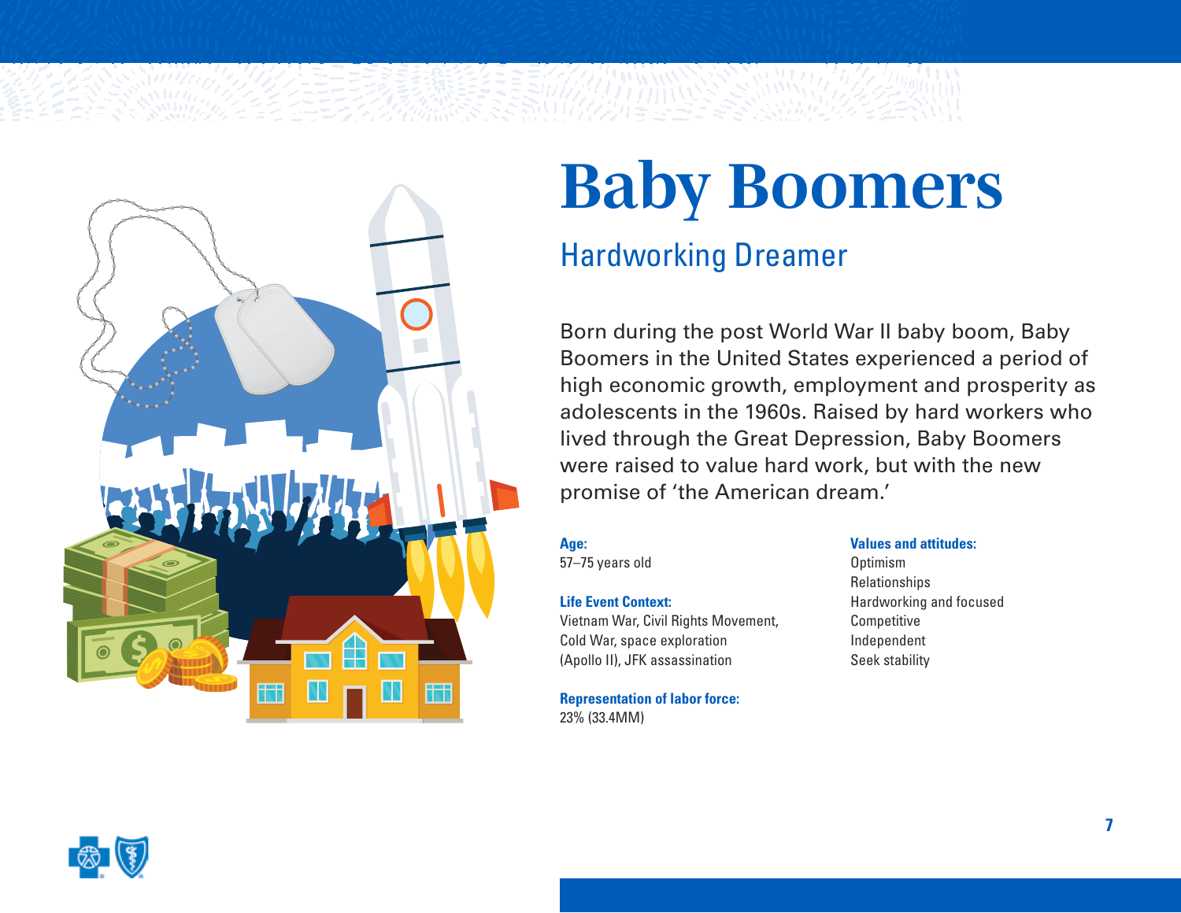# Baby Boomers

## Hardworking Dreamer

Born during the post World War II baby boom, Baby Boomers in the United States experienced a period of high economic growth, employment and prosperity as adolescents in the 1960s. Raised by hard workers who lived through the Great Depression, Baby Boomers were raised to value hard work, but with the new promise of 'the American dream.'

**Age:**
57–75 years old

**Life Event Context:**
Vietnam War, Civil Rights Movement, Cold War, space exploration (Apollo II), JFK assassination

**Representation of labor force:**
23% (33.4MM)

**Values and attitudes:**
Optimism
Relationships
Hardworking and focused
Competitive
Independent
Seek stability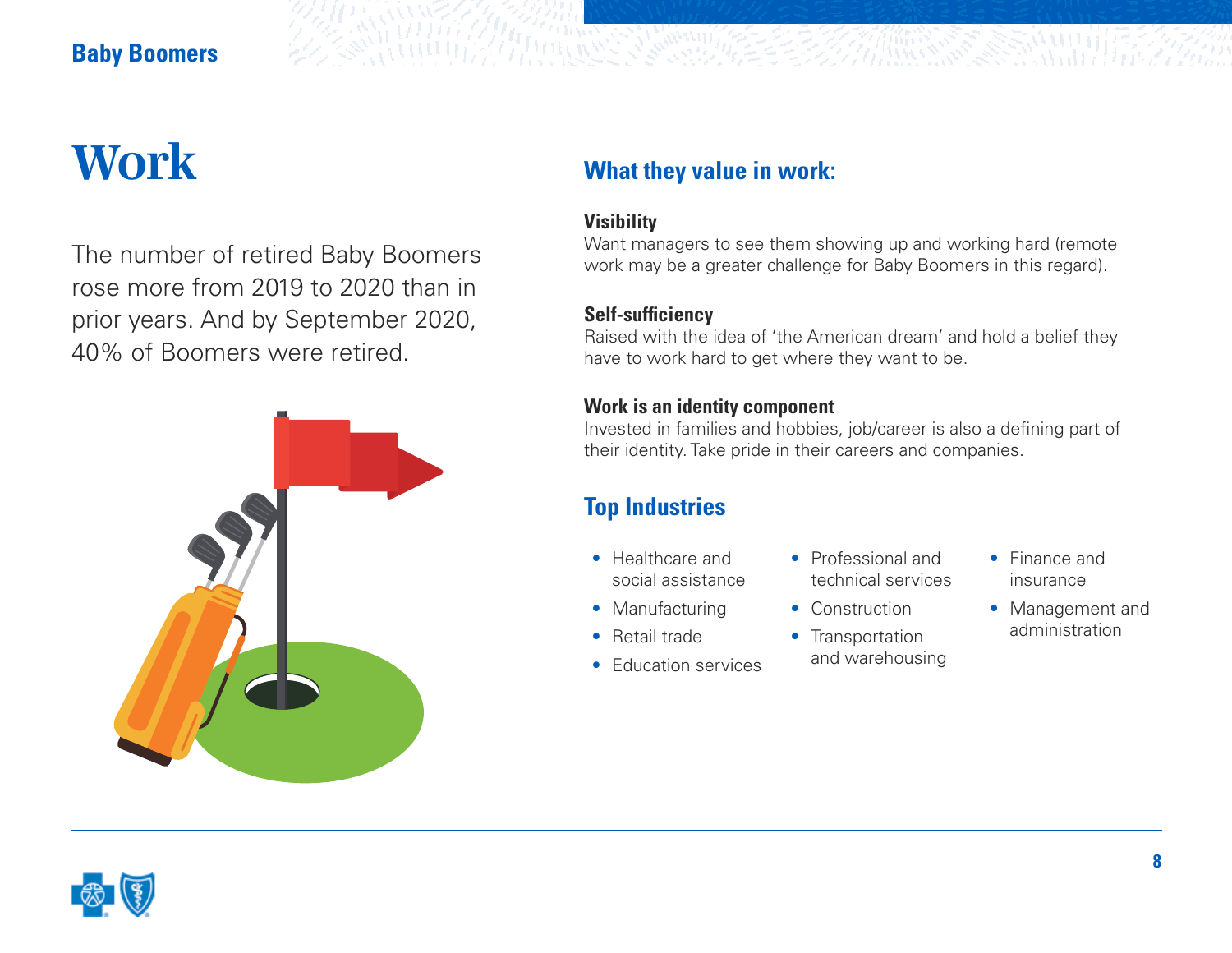# Work

The number of retired Baby Boomers rose more from 2019 to 2020 than in prior years. And by September 2020, 40% of Boomers were retired.

## What they value in work:

**Visibility**
Want managers to see them showing up and working hard (remote work may be a greater challenge for Baby Boomers in this regard).

**Self-sufficiency**
Raised with the idea of 'the American dream' and hold a belief they have to work hard to get where they want to be.

**Work is an identity component**
Invested in families and hobbies, job/career is also a defining part of their identity. Take pride in their careers and companies.

## Top Industries

- Healthcare and social assistance
- Manufacturing
- Retail trade
- Education services
- Professional and technical services
- Construction
- Transportation and warehousing
- Finance and insurance
- Management and administration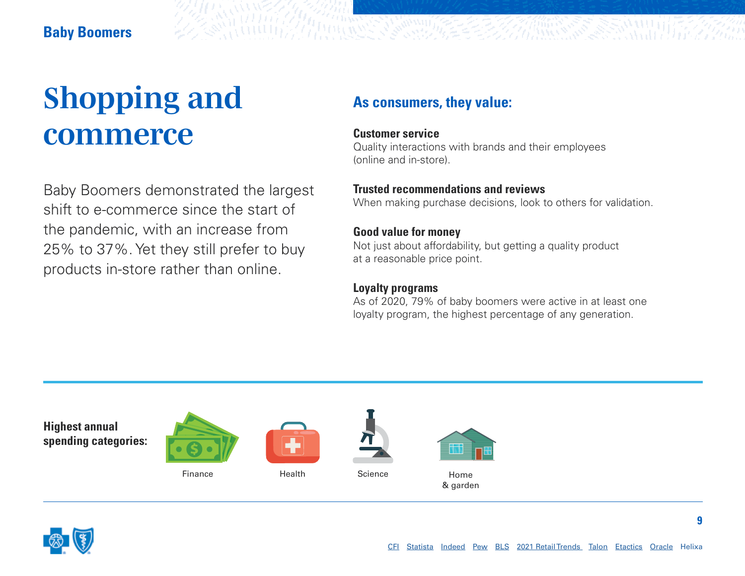Baby Boomers

# Shopping and commerce

Baby Boomers demonstrated the largest shift to e-commerce since the start of the pandemic, with an increase from 25% to 37%. Yet they still prefer to buy products in-store rather than online.

## As consumers, they value:

**Customer service**
Quality interactions with brands and their employees (online and in-store).

**Trusted recommendations and reviews**
When making purchase decisions, look to others for validation.

**Good value for money**
Not just about affordability, but getting a quality product at a reasonable price point.

**Loyalty programs**
As of 2020, 79% of baby boomers were active in at least one loyalty program, the highest percentage of any generation.

**Highest annual spending categories:**

- Finance
- Health
- Science
- Home & garden

CFI Statista Indeed Pew BLS 2021 Retail Trends Talon Etactics Oracle Helixa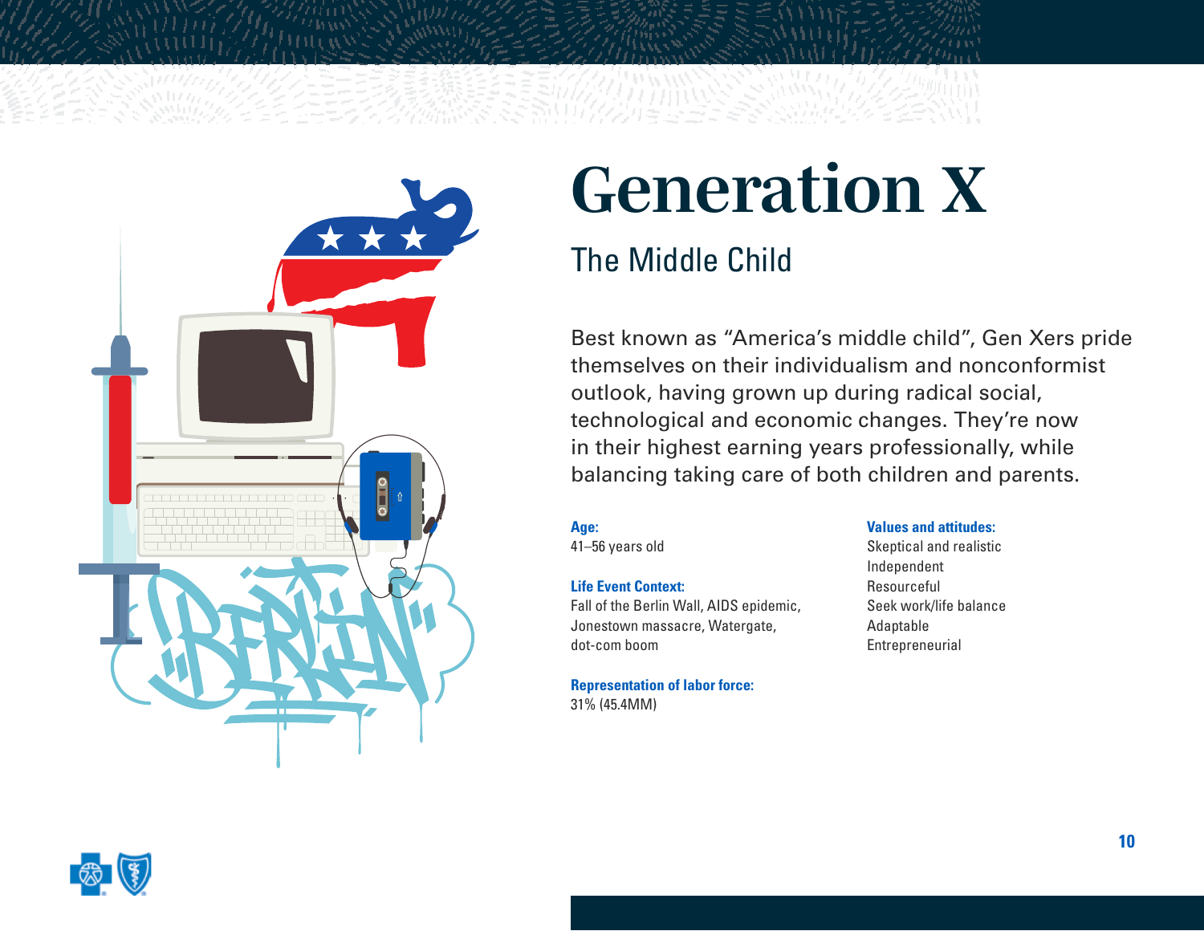# Generation X

## The Middle Child

Best known as "America's middle child", Gen Xers pride themselves on their individualism and nonconformist outlook, having grown up during radical social, technological and economic changes. They're now in their highest earning years professionally, while balancing taking care of both children and parents.

**Age:**
41–56 years old

**Life Event Context:**
Fall of the Berlin Wall, AIDS epidemic, Jonestown massacre, Watergate, dot-com boom

**Representation of labor force:**
31% (45.4MM)

**Values and attitudes:**
Skeptical and realistic
Independent
Resourceful
Seek work/life balance
Adaptable
Entrepreneurial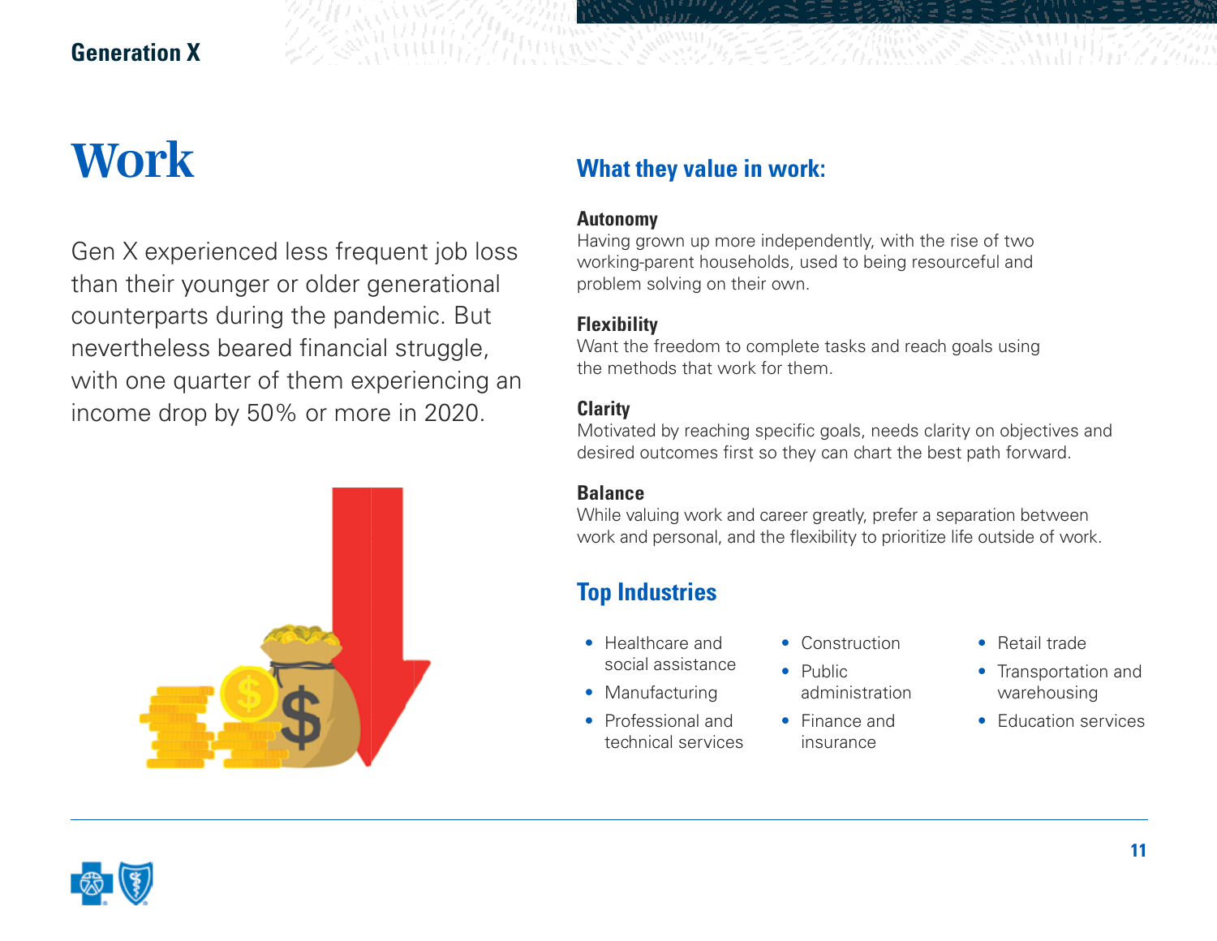# Work

Gen X experienced less frequent job loss than their younger or older generational counterparts during the pandemic. But nevertheless beared financial struggle, with one quarter of them experiencing an income drop by 50% or more in 2020.

## What they value in work:

**Autonomy**
Having grown up more independently, with the rise of two working-parent households, used to being resourceful and problem solving on their own.

**Flexibility**
Want the freedom to complete tasks and reach goals using the methods that work for them.

**Clarity**
Motivated by reaching specific goals, needs clarity on objectives and desired outcomes first so they can chart the best path forward.

**Balance**
While valuing work and career greatly, prefer a separation between work and personal, and the flexibility to prioritize life outside of work.

## Top Industries

- Healthcare and social assistance
- Manufacturing
- Professional and technical services
- Construction
- Public administration
- Finance and insurance
- Retail trade
- Transportation and warehousing
- Education services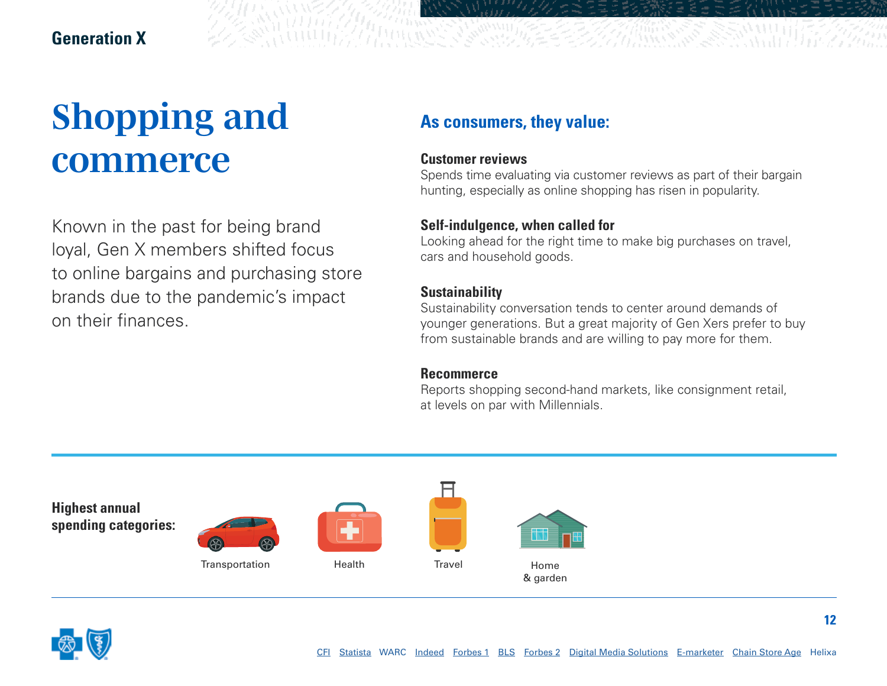# Shopping and commerce

Known in the past for being brand loyal, Gen X members shifted focus to online bargains and purchasing store brands due to the pandemic's impact on their finances.

## As consumers, they value:

**Customer reviews**
Spends time evaluating via customer reviews as part of their bargain hunting, especially as online shopping has risen in popularity.

**Self-indulgence, when called for**
Looking ahead for the right time to make big purchases on travel, cars and household goods.

**Sustainability**
Sustainability conversation tends to center around demands of younger generations. But a great majority of Gen Xers prefer to buy from sustainable brands and are willing to pay more for them.

**Recommerce**
Reports shopping second-hand markets, like consignment retail, at levels on par with Millennials.

**Highest annual spending categories:**

- Transportation
- Health
- Travel
- Home & garden

CFI Statista WARC Indeed Forbes 1 BLS Forbes 2 Digital Media Solutions E-marketer Chain Store Age Helixa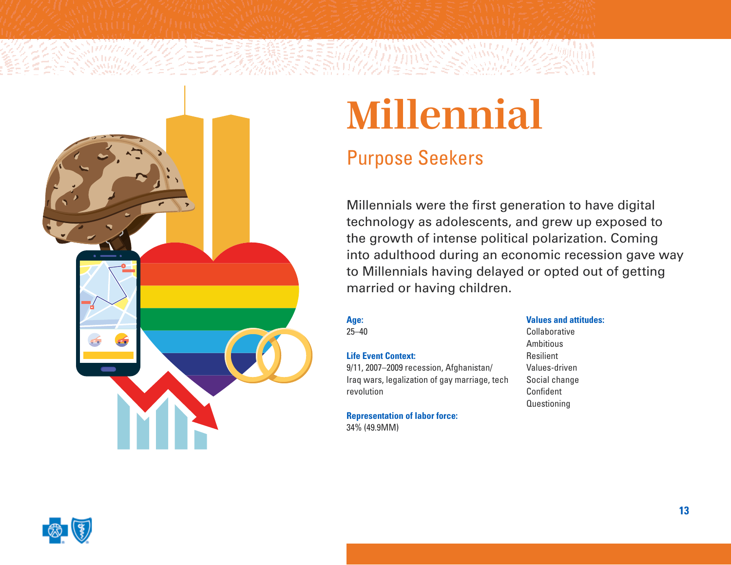# Millennial

## Purpose Seekers

Millennials were the first generation to have digital technology as adolescents, and grew up exposed to the growth of intense political polarization. Coming into adulthood during an economic recession gave way to Millennials having delayed or opted out of getting married or having children.

**Age:**
25–40

**Life Event Context:**
9/11, 2007–2009 recession, Afghanistan/Iraq wars, legalization of gay marriage, tech revolution

**Representation of labor force:**
34% (49.9MM)

**Values and attitudes:**
Collaborative
Ambitious
Resilient
Values-driven
Social change
Confident
Questioning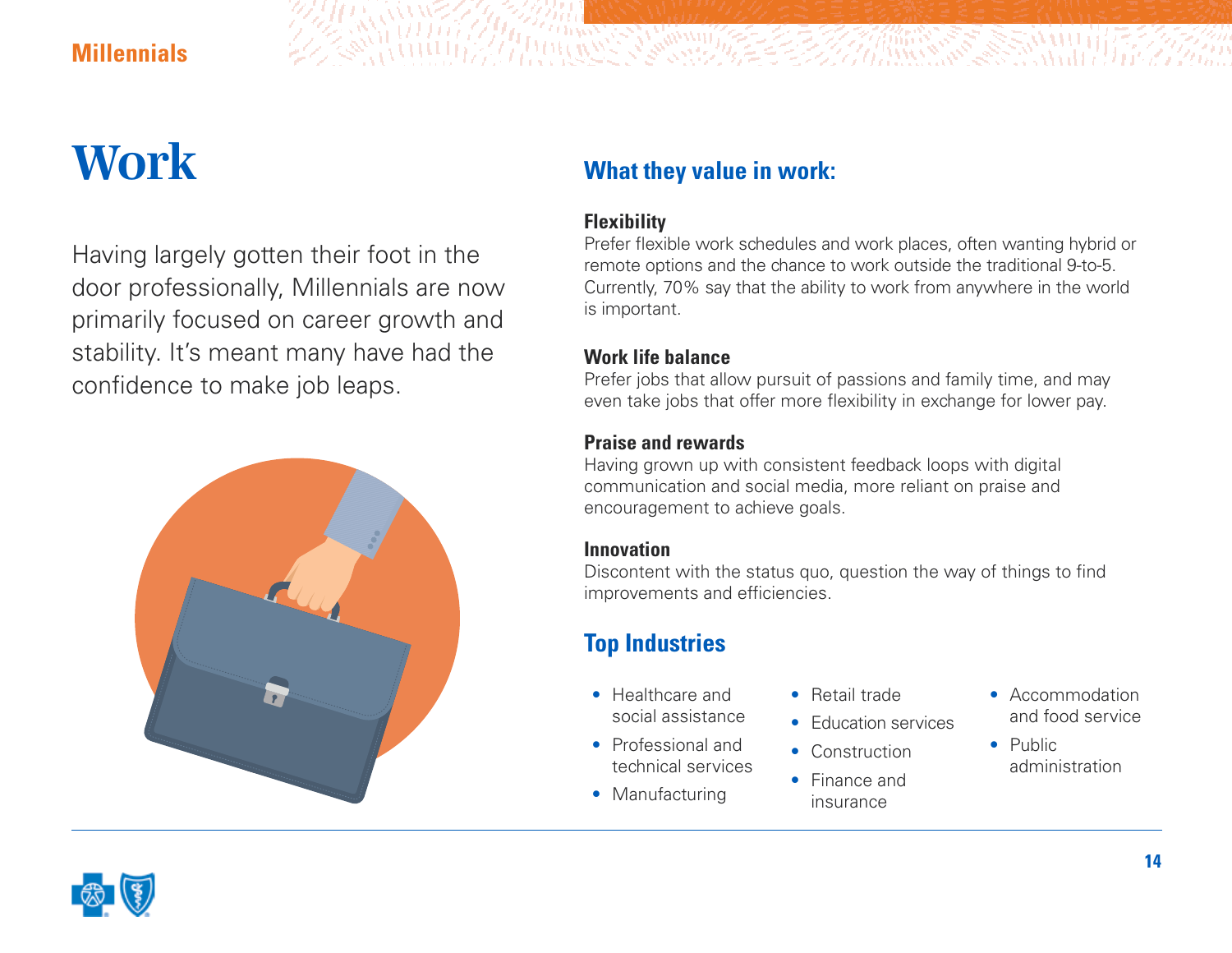# Work

Having largely gotten their foot in the door professionally, Millennials are now primarily focused on career growth and stability. It's meant many have had the confidence to make job leaps.

## What they value in work:

**Flexibility**
Prefer flexible work schedules and work places, often wanting hybrid or remote options and the chance to work outside the traditional 9-to-5. Currently, 70% say that the ability to work from anywhere in the world is important.

**Work life balance**
Prefer jobs that allow pursuit of passions and family time, and may even take jobs that offer more flexibility in exchange for lower pay.

**Praise and rewards**
Having grown up with consistent feedback loops with digital communication and social media, more reliant on praise and encouragement to achieve goals.

**Innovation**
Discontent with the status quo, question the way of things to find improvements and efficiencies.

## Top Industries

- Healthcare and social assistance
- Professional and technical services
- Manufacturing
- Retail trade
- Education services
- Construction
- Finance and insurance
- Accommodation and food service
- Public administration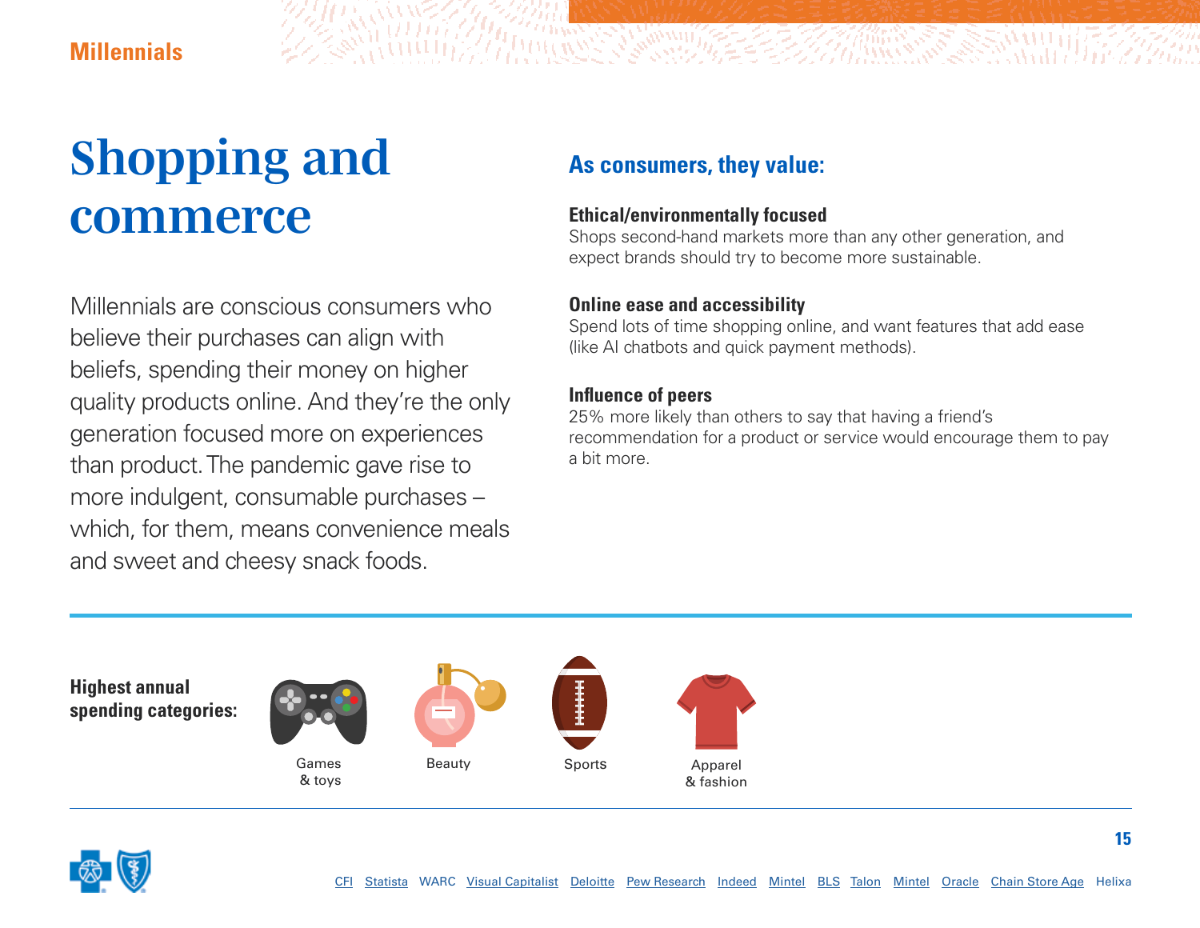# Shopping and commerce

Millennials are conscious consumers who believe their purchases can align with beliefs, spending their money on higher quality products online. And they're the only generation focused more on experiences than product. The pandemic gave rise to more indulgent, consumable purchases – which, for them, means convenience meals and sweet and cheesy snack foods.

## As consumers, they value:

**Ethical/environmentally focused**
Shops second-hand markets more than any other generation, and expect brands should try to become more sustainable.

**Online ease and accessibility**
Spend lots of time shopping online, and want features that add ease (like AI chatbots and quick payment methods).

**Influence of peers**
25% more likely than others to say that having a friend's recommendation for a product or service would encourage them to pay a bit more.

**Highest annual spending categories:**

- Games & toys
- Beauty
- Sports
- Apparel & fashion

CFI Statista WARC Visual Capitalist Deloitte Pew Research Indeed Mintel BLS Talon Mintel Oracle Chain Store Age Helixa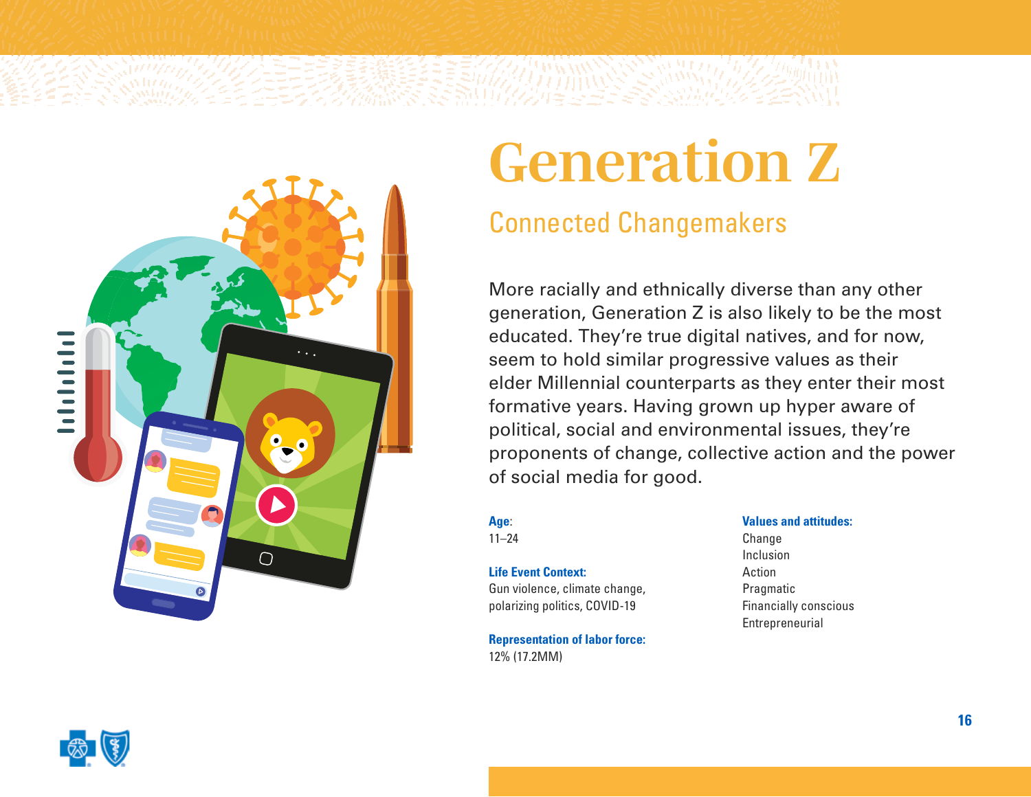# Generation Z

## Connected Changemakers

More racially and ethnically diverse than any other generation, Generation Z is also likely to be the most educated. They're true digital natives, and for now, seem to hold similar progressive values as their elder Millennial counterparts as they enter their most formative years. Having grown up hyper aware of political, social and environmental issues, they're proponents of change, collective action and the power of social media for good.

**Age**:
11–24

**Life Event Context:**
Gun violence, climate change, polarizing politics, COVID-19

**Representation of labor force:**
12% (17.2MM)

**Values and attitudes:**
Change
Inclusion
Action
Pragmatic
Financially conscious
Entrepreneurial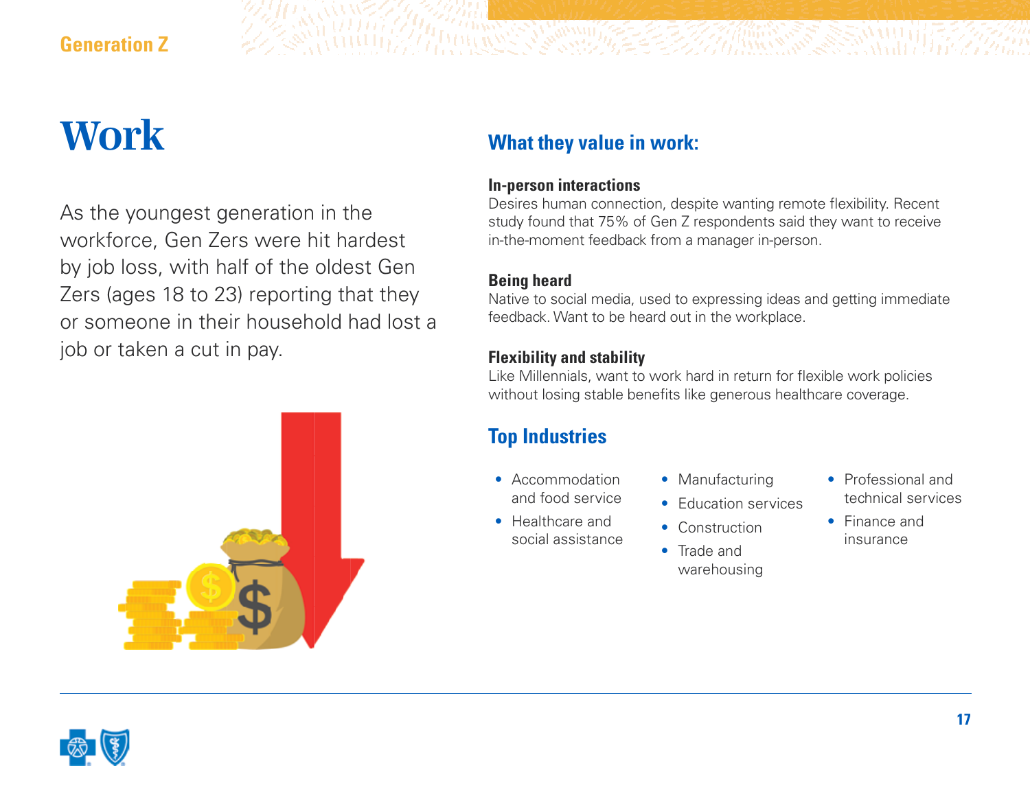# Work

As the youngest generation in the workforce, Gen Zers were hit hardest by job loss, with half of the oldest Gen Zers (ages 18 to 23) reporting that they or someone in their household had lost a job or taken a cut in pay.

## What they value in work:

**In-person interactions**
Desires human connection, despite wanting remote flexibility. Recent study found that 75% of Gen Z respondents said they want to receive in-the-moment feedback from a manager in-person.

**Being heard**
Native to social media, used to expressing ideas and getting immediate feedback. Want to be heard out in the workplace.

**Flexibility and stability**
Like Millennials, want to work hard in return for flexible work policies without losing stable benefits like generous healthcare coverage.

## Top Industries

- Accommodation and food service
- Healthcare and social assistance
- Manufacturing
- Education services
- Construction
- Trade and warehousing
- Professional and technical services
- Finance and insurance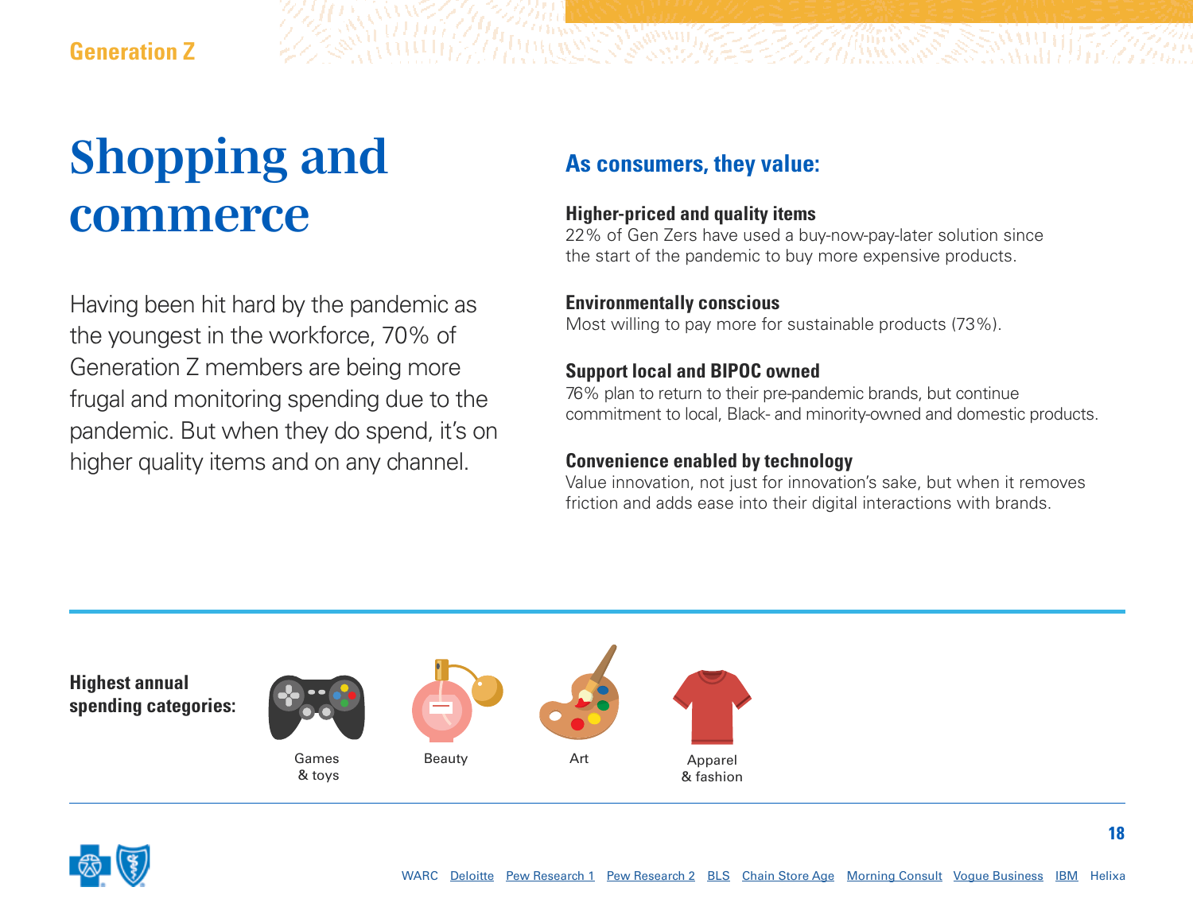# Shopping and commerce

Having been hit hard by the pandemic as the youngest in the workforce, 70% of Generation Z members are being more frugal and monitoring spending due to the pandemic. But when they do spend, it's on higher quality items and on any channel.

## As consumers, they value:

**Higher-priced and quality items**
22% of Gen Zers have used a buy-now-pay-later solution since the start of the pandemic to buy more expensive products.

**Environmentally conscious**
Most willing to pay more for sustainable products (73%).

**Support local and BIPOC owned**
76% plan to return to their pre-pandemic brands, but continue commitment to local, Black- and minority-owned and domestic products.

**Convenience enabled by technology**
Value innovation, not just for innovation's sake, but when it removes friction and adds ease into their digital interactions with brands.

**Highest annual spending categories:**

- Games & toys
- Beauty
- Art
- Apparel & fashion

WARC Deloitte Pew Research 1 Pew Research 2 BLS Chain Store Age Morning Consult Vogue Business IBM Helixa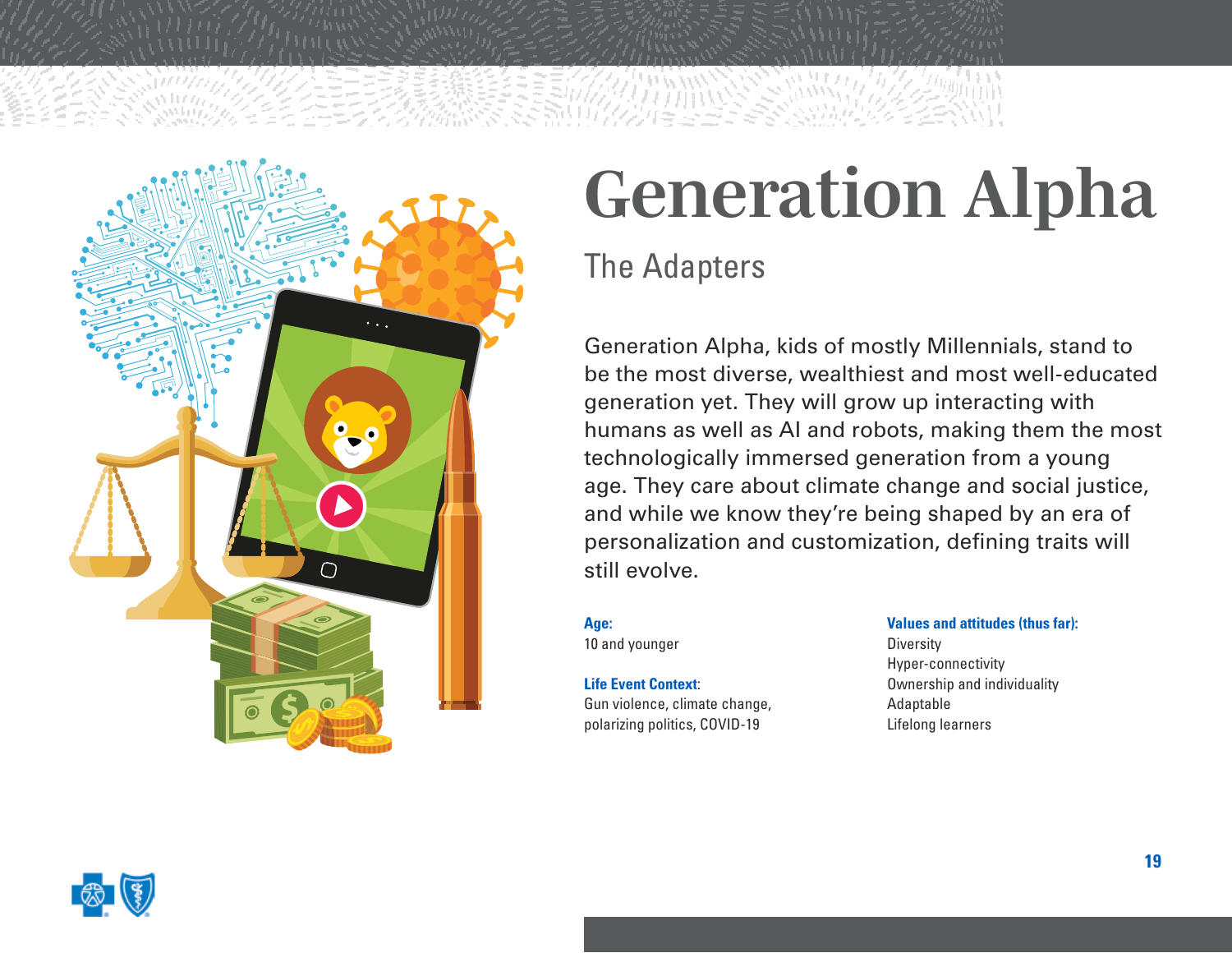# Generation Alpha

## The Adapters

Generation Alpha, kids of mostly Millennials, stand to be the most diverse, wealthiest and most well-educated generation yet. They will grow up interacting with humans as well as AI and robots, making them the most technologically immersed generation from a young age. They care about climate change and social justice, and while we know they're being shaped by an era of personalization and customization, defining traits will still evolve.

**Age:**
10 and younger

**Life Event Context:**
Gun violence, climate change, polarizing politics, COVID-19

**Values and attitudes (thus far):**
Diversity
Hyper-connectivity
Ownership and individuality
Adaptable
Lifelong learners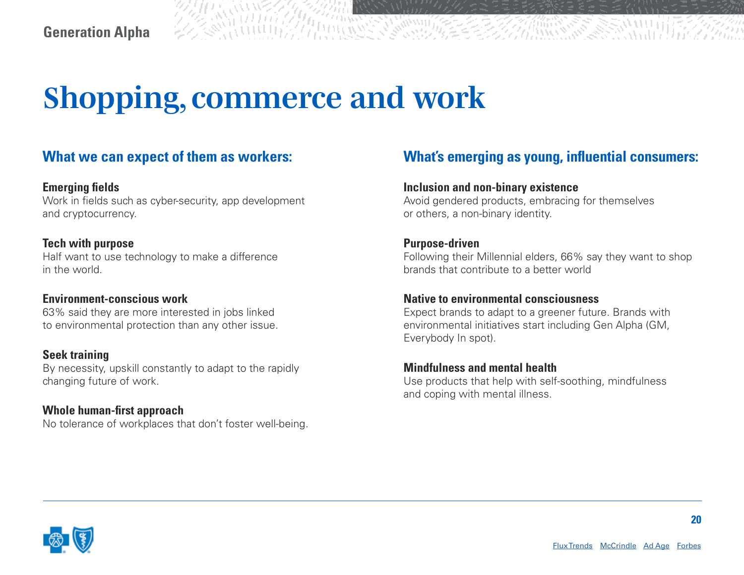# Shopping, commerce and work

## What we can expect of them as workers:

**Emerging fields**
Work in fields such as cyber-security, app development and cryptocurrency.

**Tech with purpose**
Half want to use technology to make a difference in the world.

**Environment-conscious work**
63% said they are more interested in jobs linked to environmental protection than any other issue.

**Seek training**
By necessity, upskill constantly to adapt to the rapidly changing future of work.

**Whole human-first approach**
No tolerance of workplaces that don't foster well-being.

## What's emerging as young, influential consumers:

**Inclusion and non-binary existence**
Avoid gendered products, embracing for themselves or others, a non-binary identity.

**Purpose-driven**
Following their Millennial elders, 66% say they want to shop brands that contribute to a better world

**Native to environmental consciousness**
Expect brands to adapt to a greener future. Brands with environmental initiatives start including Gen Alpha (GM, Everybody In spot).

**Mindfulness and mental health**
Use products that help with self-soothing, mindfulness and coping with mental illness.

Flux Trends McCrindle Ad Age Forbes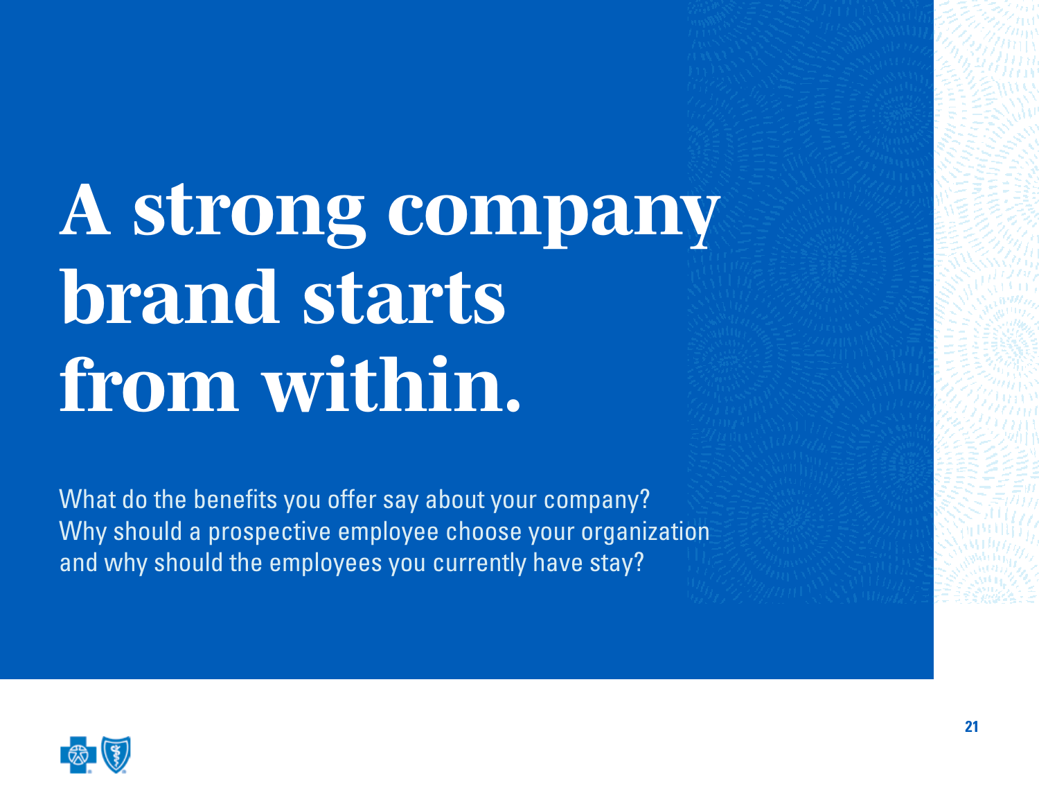# A strong company brand starts from within.

What do the benefits you offer say about your company? Why should a prospective employee choose your organization and why should the employees you currently have stay?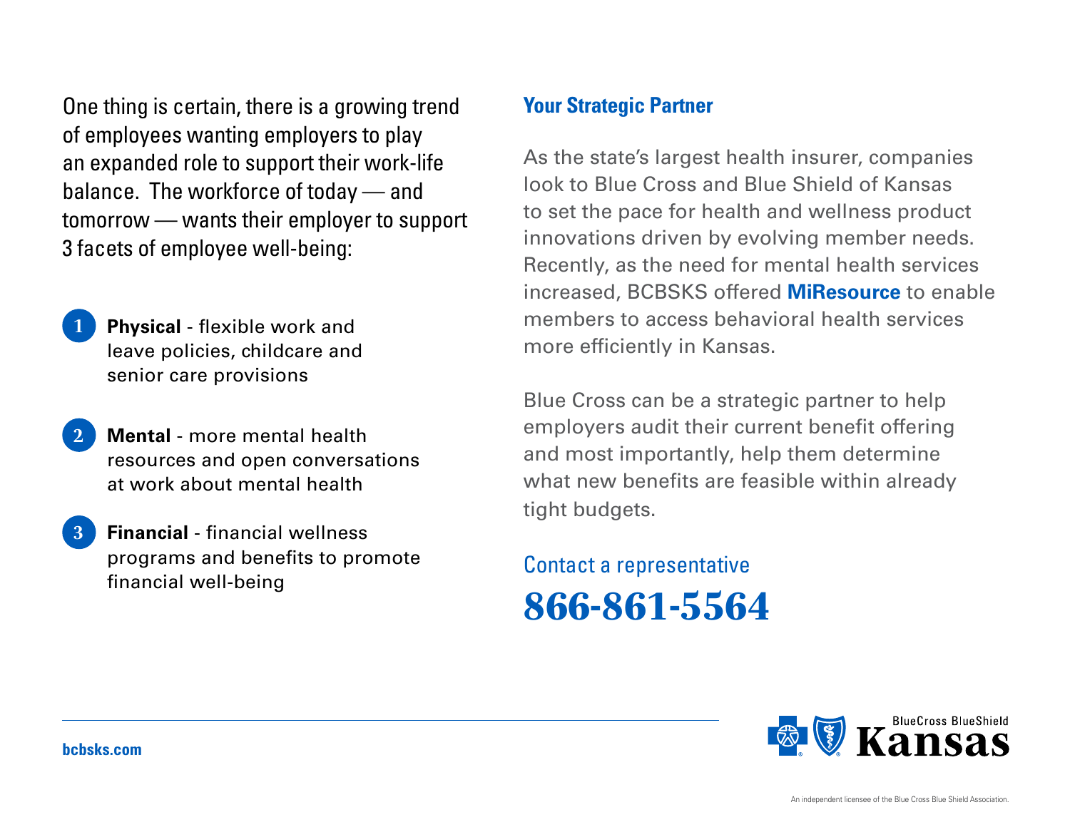One thing is certain, there is a growing trend of employees wanting employers to play an expanded role to support their work-life balance. The workforce of today — and tomorrow — wants their employer to support 3 facets of employee well-being:

1. **Physical** - flexible work and leave policies, childcare and senior care provisions
2. **Mental** - more mental health resources and open conversations at work about mental health
3. **Financial** - financial wellness programs and benefits to promote financial well-being

## Your Strategic Partner

As the state's largest health insurer, companies look to Blue Cross and Blue Shield of Kansas to set the pace for health and wellness product innovations driven by evolving member needs. Recently, as the need for mental health services increased, BCBSKS offered **MiResource** to enable members to access behavioral health services more efficiently in Kansas.

Blue Cross can be a strategic partner to help employers audit their current benefit offering and most importantly, help them determine what new benefits are feasible within already tight budgets.

Contact a representative

**866-861-5564**

**bcbsks.com**

BlueCross BlueShield Kansas

An independent licensee of the Blue Cross Blue Shield Association.